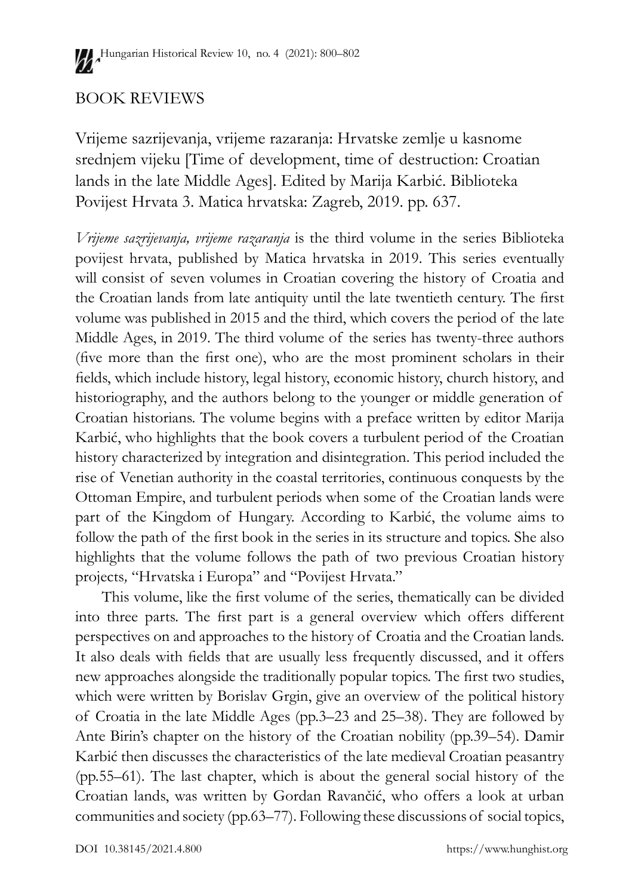## BOOK REVIEWS

Vrijeme sazrijevanja, vrijeme razaranja: Hrvatske zemlje u kasnome srednjem vijeku [Time of development, time of destruction: Croatian lands in the late Middle Ages]. Edited by Marija Karbić. Biblioteka Povijest Hrvata 3. Matica hrvatska: Zagreb, 2019. pp. 637.

*Vrijeme sazrijevanja, vrijeme razaranja* is the third volume in the series Biblioteka povijest hrvata, published by Matica hrvatska in 2019. This series eventually will consist of seven volumes in Croatian covering the history of Croatia and the Croatian lands from late antiquity until the late twentieth century. The first volume was published in 2015 and the third, which covers the period of the late Middle Ages, in 2019. The third volume of the series has twenty-three authors (five more than the first one), who are the most prominent scholars in their fields, which include history, legal history, economic history, church history, and historiography, and the authors belong to the younger or middle generation of Croatian historians. The volume begins with a preface written by editor Marija Karbić, who highlights that the book covers a turbulent period of the Croatian history characterized by integration and disintegration. This period included the rise of Venetian authority in the coastal territories, continuous conquests by the Ottoman Empire, and turbulent periods when some of the Croatian lands were part of the Kingdom of Hungary. According to Karbić, the volume aims to follow the path of the first book in the series in its structure and topics. She also highlights that the volume follows the path of two previous Croatian history projects, "Hrvatska i Europa" and "Povijest Hrvata."

This volume, like the first volume of the series, thematically can be divided into three parts. The first part is a general overview which offers different perspectives on and approaches to the history of Croatia and the Croatian lands. It also deals with fields that are usually less frequently discussed, and it offers new approaches alongside the traditionally popular topics. The first two studies, which were written by Borislav Grgin, give an overview of the political history of Croatia in the late Middle Ages (pp.3–23 and 25–38). They are followed by Ante Birin's chapter on the history of the Croatian nobility (pp.39–54). Damir Karbić then discusses the characteristics of the late medieval Croatian peasantry (pp.55–61). The last chapter, which is about the general social history of the Croatian lands, was written by Gordan Ravančić, who offers a look at urban communities and society (pp.63–77). Following these discussions of social topics,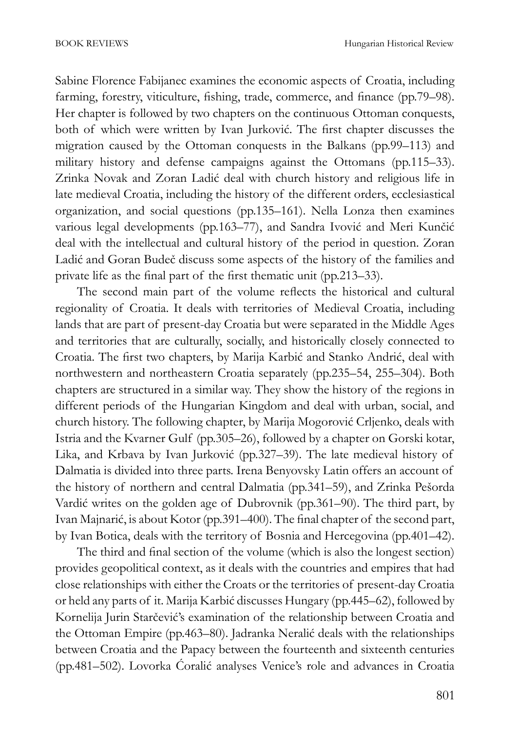Sabine Florence Fabijanec examines the economic aspects of Croatia, including farming, forestry, viticulture, fishing, trade, commerce, and finance (pp.79–98). Her chapter is followed by two chapters on the continuous Ottoman conquests, both of which were written by Ivan Jurković. The first chapter discusses the migration caused by the Ottoman conquests in the Balkans (pp.99–113) and military history and defense campaigns against the Ottomans (pp.115–33). Zrinka Novak and Zoran Ladić deal with church history and religious life in late medieval Croatia, including the history of the different orders, ecclesiastical organization, and social questions (pp.135–161). Nella Lonza then examines various legal developments (pp.163–77), and Sandra Ivović and Meri Kunčić deal with the intellectual and cultural history of the period in question. Zoran Ladić and Goran Budeč discuss some aspects of the history of the families and private life as the final part of the first thematic unit (pp.213–33).

The second main part of the volume reflects the historical and cultural regionality of Croatia. It deals with territories of Medieval Croatia, including lands that are part of present-day Croatia but were separated in the Middle Ages and territories that are culturally, socially, and historically closely connected to Croatia. The first two chapters, by Marija Karbić and Stanko Andrić, deal with northwestern and northeastern Croatia separately (pp.235–54, 255–304). Both chapters are structured in a similar way. They show the history of the regions in different periods of the Hungarian Kingdom and deal with urban, social, and church history. The following chapter, by Marija Mogorović Crljenko, deals with Istria and the Kvarner Gulf (pp.305–26), followed by a chapter on Gorski kotar, Lika, and Krbava by Ivan Jurković (pp.327–39). The late medieval history of Dalmatia is divided into three parts. Irena Benyovsky Latin offers an account of the history of northern and central Dalmatia (pp.341–59), and Zrinka Pešorda Vardić writes on the golden age of Dubrovnik (pp.361–90). The third part, by Ivan Majnarić, is about Kotor (pp.391–400). The final chapter of the second part, by Ivan Botica, deals with the territory of Bosnia and Hercegovina (pp.401–42).

The third and final section of the volume (which is also the longest section) provides geopolitical context, as it deals with the countries and empires that had close relationships with either the Croats or the territories of present-day Croatia or held any parts of it. Marija Karbić discusses Hungary (pp.445–62), followed by Kornelija Jurin Starčević's examination of the relationship between Croatia and the Ottoman Empire (pp.463–80). Jadranka Neralić deals with the relationships between Croatia and the Papacy between the fourteenth and sixteenth centuries (pp.481–502). Lovorka Ćoralić analyses Venice's role and advances in Croatia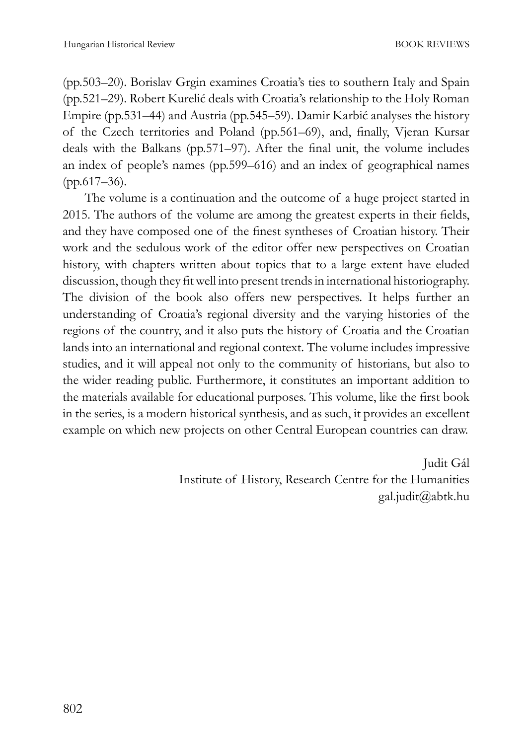(pp.503–20). Borislav Grgin examines Croatia's ties to southern Italy and Spain (pp.521–29). Robert Kurelić deals with Croatia's relationship to the Holy Roman Empire (pp.531–44) and Austria (pp.545–59). Damir Karbić analyses the history of the Czech territories and Poland (pp.561–69), and, finally, Vjeran Kursar deals with the Balkans (pp.571–97). After the final unit, the volume includes an index of people's names (pp.599–616) and an index of geographical names (pp.617–36).

The volume is a continuation and the outcome of a huge project started in 2015. The authors of the volume are among the greatest experts in their fields, and they have composed one of the finest syntheses of Croatian history. Their work and the sedulous work of the editor offer new perspectives on Croatian history, with chapters written about topics that to a large extent have eluded discussion, though they fit well into present trends in international historiography. The division of the book also offers new perspectives. It helps further an understanding of Croatia's regional diversity and the varying histories of the regions of the country, and it also puts the history of Croatia and the Croatian lands into an international and regional context. The volume includes impressive studies, and it will appeal not only to the community of historians, but also to the wider reading public. Furthermore, it constitutes an important addition to the materials available for educational purposes. This volume, like the first book in the series, is a modern historical synthesis, and as such, it provides an excellent example on which new projects on other Central European countries can draw.

Judit Gál
Institute of History, Research Centre for the Humanities
gal.judit@abtk.hu